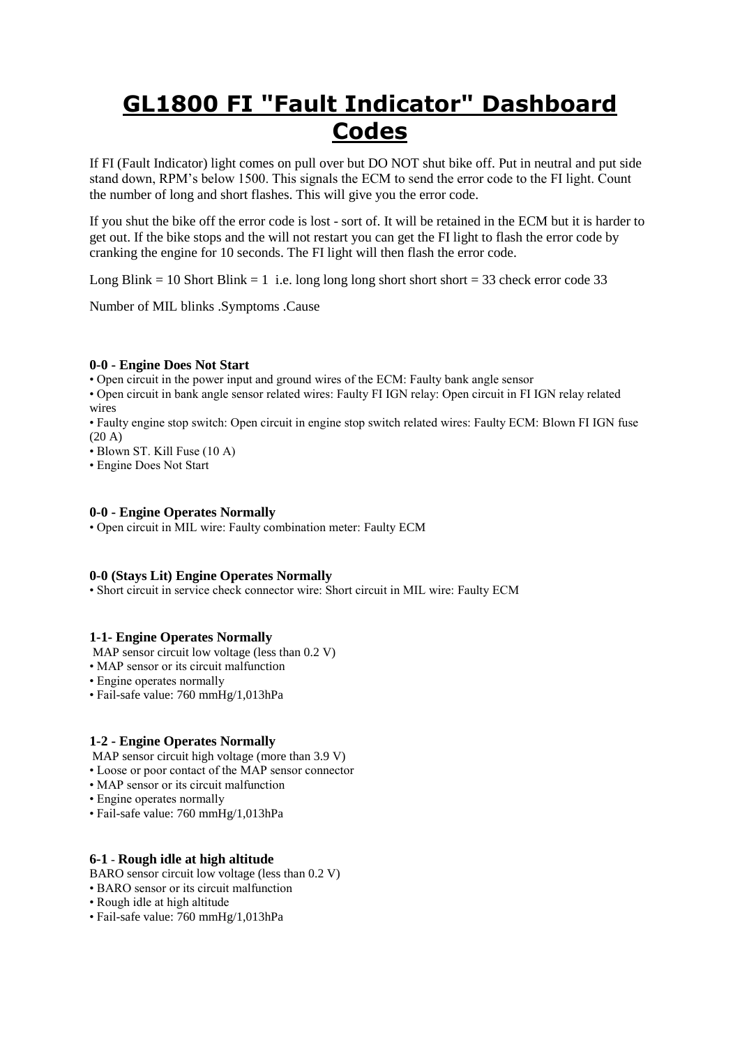# GL1800 FI "Fault Indicator" Dashboard Codes

If FI (Fault Indicator) light comes on pull over but DO NOT shut bike off. Put in neutral and put side stand down, RPM's below 1500. This signals the ECM to send the error code to the FI light. Count the number of long and short flashes. This will give you the error code.

If you shut the bike off the error code is lost - sort of. It will be retained in the ECM but it is harder to get out. If the bike stops and the will not restart you can get the FI light to flash the error code by cranking the engine for 10 seconds. The FI light will then flash the error code.

Long Blink = 10 Short Blink = 1 i.e. long long long short short short = 33 check error code 33

Number of MIL blinks .Symptoms .Cause

**0-0 - Engine Does Not Start**

- Open circuit in the power input and ground wires of the ECM: Faulty bank angle sensor
- Open circuit in bank angle sensor related wires: Faulty FI IGN relay: Open circuit in FI IGN relay related wires
- Faulty engine stop switch: Open circuit in engine stop switch related wires: Faulty ECM: Blown FI IGN fuse (20 A)
- Blown ST. Kill Fuse (10 A)
- Engine Does Not Start

**0-0 - Engine Operates Normally**

- Open circuit in MIL wire: Faulty combination meter: Faulty ECM

**0-0 (Stays Lit) Engine Operates Normally**

- Short circuit in service check connector wire: Short circuit in MIL wire: Faulty ECM

**1-1- Engine Operates Normally**

MAP sensor circuit low voltage (less than 0.2 V)

- MAP sensor or its circuit malfunction
- Engine operates normally
- Fail-safe value: 760 mmHg/1,013hPa

**1-2 - Engine Operates Normally**

MAP sensor circuit high voltage (more than 3.9 V)

- Loose or poor contact of the MAP sensor connector
- MAP sensor or its circuit malfunction
- Engine operates normally
- Fail-safe value: 760 mmHg/1,013hPa

**6-1 - Rough idle at high altitude**

BARO sensor circuit low voltage (less than 0.2 V)

- BARO sensor or its circuit malfunction
- Rough idle at high altitude
- Fail-safe value: 760 mmHg/1,013hPa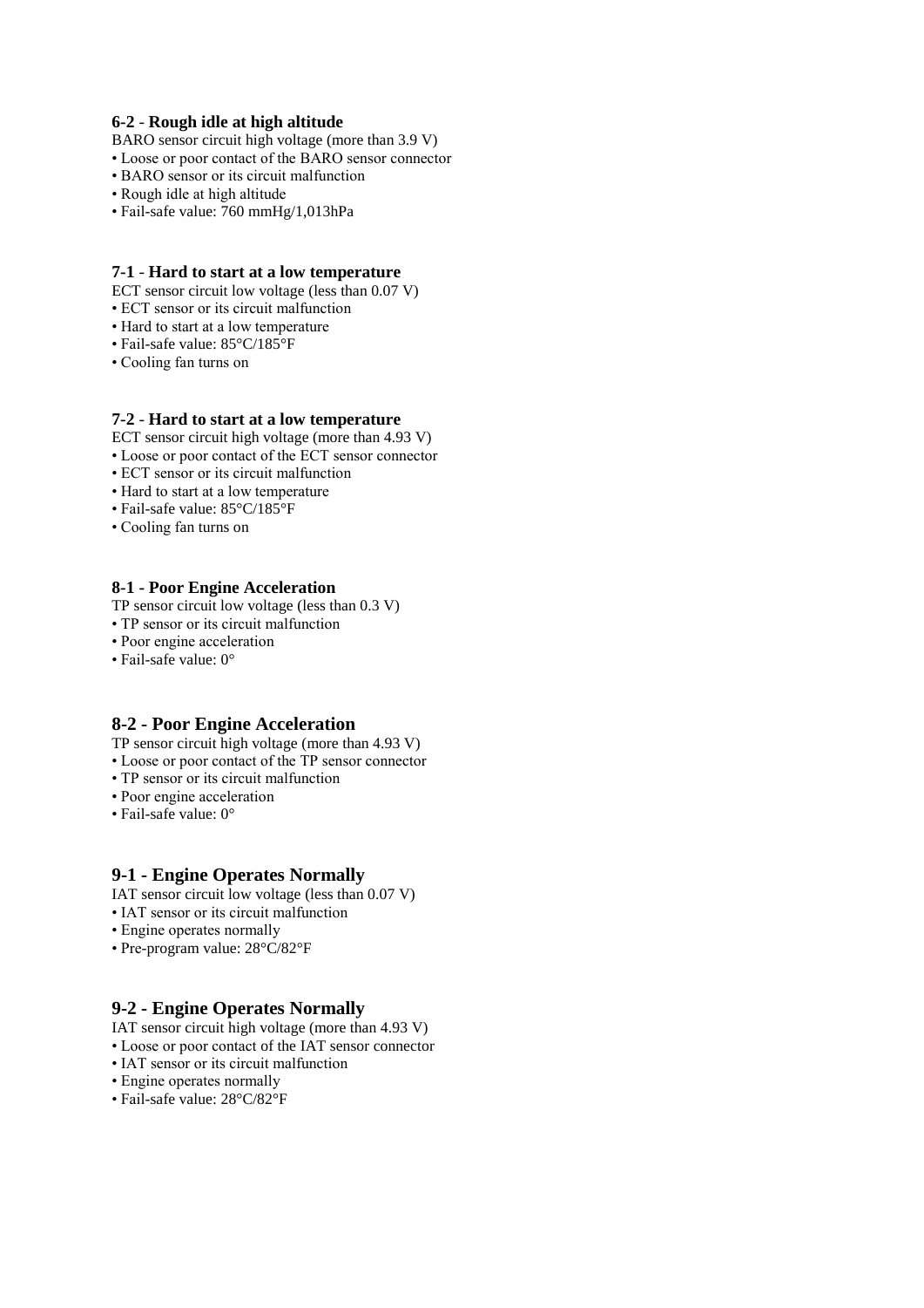### 6-2 - Rough idle at high altitude

BARO sensor circuit high voltage (more than 3.9 V)

- Loose or poor contact of the BARO sensor connector
- BARO sensor or its circuit malfunction
- Rough idle at high altitude
- Fail-safe value: 760 mmHg/1,013hPa

### 7-1 - Hard to start at a low temperature

ECT sensor circuit low voltage (less than 0.07 V)

- ECT sensor or its circuit malfunction
- Hard to start at a low temperature
- Fail-safe value: 85°C/185°F
- Cooling fan turns on

### 7-2 - Hard to start at a low temperature

ECT sensor circuit high voltage (more than 4.93 V)

- Loose or poor contact of the ECT sensor connector
- ECT sensor or its circuit malfunction
- Hard to start at a low temperature
- Fail-safe value: 85°C/185°F
- Cooling fan turns on

### 8-1 - Poor Engine Acceleration

TP sensor circuit low voltage (less than 0.3 V)

- TP sensor or its circuit malfunction
- Poor engine acceleration
- Fail-safe value: 0°

### 8-2 - Poor Engine Acceleration

TP sensor circuit high voltage (more than 4.93 V)

- Loose or poor contact of the TP sensor connector
- TP sensor or its circuit malfunction
- Poor engine acceleration
- Fail-safe value: 0°

### 9-1 - Engine Operates Normally

IAT sensor circuit low voltage (less than 0.07 V)

- IAT sensor or its circuit malfunction
- Engine operates normally
- Pre-program value: 28°C/82°F

### 9-2 - Engine Operates Normally

IAT sensor circuit high voltage (more than 4.93 V)

- Loose or poor contact of the IAT sensor connector
- IAT sensor or its circuit malfunction
- Engine operates normally
- Fail-safe value: 28°C/82°F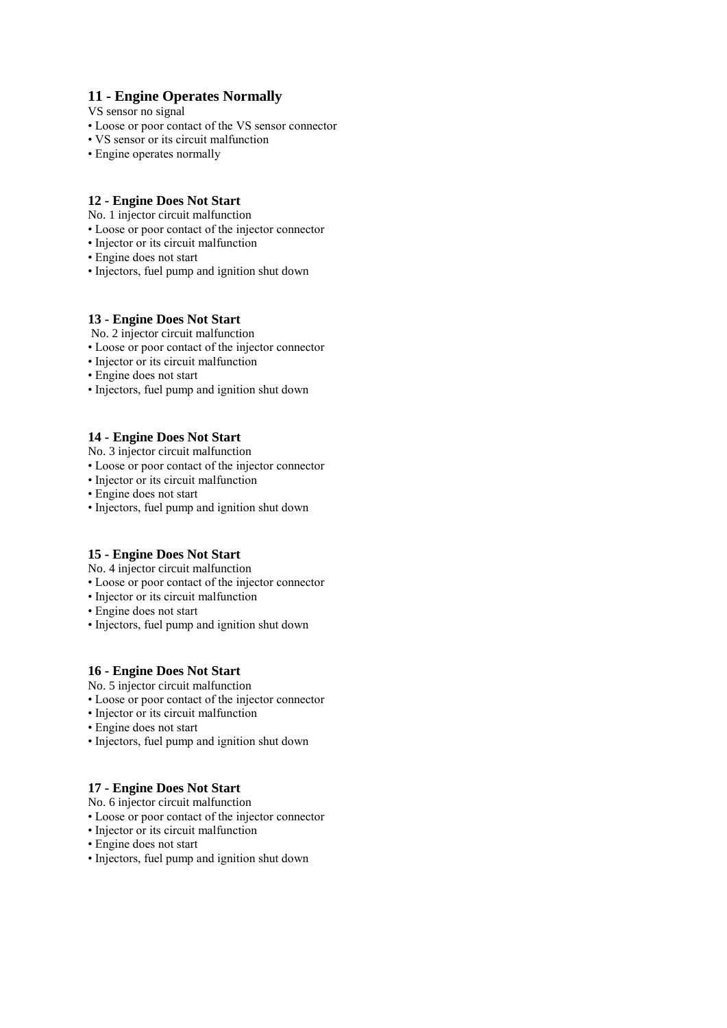### 11 - Engine Operates Normally

VS sensor no signal

- Loose or poor contact of the VS sensor connector
- VS sensor or its circuit malfunction
- Engine operates normally

### 12 - Engine Does Not Start

No. 1 injector circuit malfunction

- Loose or poor contact of the injector connector
- Injector or its circuit malfunction
- Engine does not start
- Injectors, fuel pump and ignition shut down

### 13 - Engine Does Not Start

No. 2 injector circuit malfunction

- Loose or poor contact of the injector connector
- Injector or its circuit malfunction
- Engine does not start
- Injectors, fuel pump and ignition shut down

### 14 - Engine Does Not Start

No. 3 injector circuit malfunction

- Loose or poor contact of the injector connector
- Injector or its circuit malfunction
- Engine does not start
- Injectors, fuel pump and ignition shut down

### 15 - Engine Does Not Start

No. 4 injector circuit malfunction

- Loose or poor contact of the injector connector
- Injector or its circuit malfunction
- Engine does not start
- Injectors, fuel pump and ignition shut down

### 16 - Engine Does Not Start

No. 5 injector circuit malfunction

- Loose or poor contact of the injector connector
- Injector or its circuit malfunction
- Engine does not start
- Injectors, fuel pump and ignition shut down

### 17 - Engine Does Not Start

No. 6 injector circuit malfunction

- Loose or poor contact of the injector connector
- Injector or its circuit malfunction
- Engine does not start
- Injectors, fuel pump and ignition shut down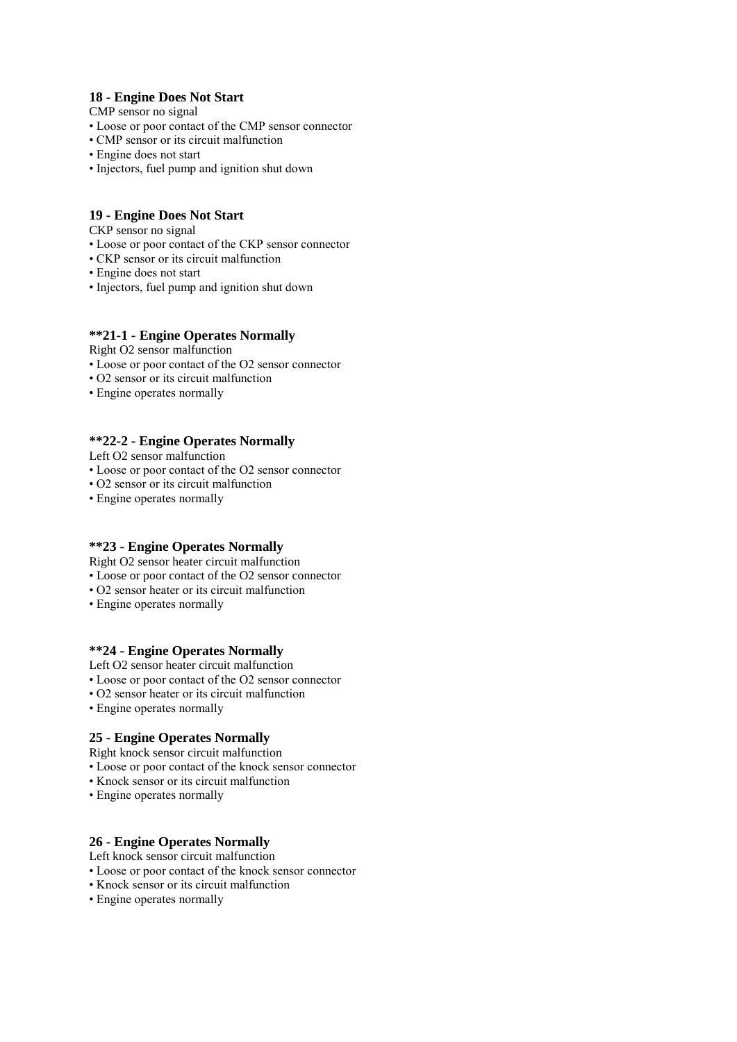### 18 - Engine Does Not Start

CMP sensor no signal

- Loose or poor contact of the CMP sensor connector
- CMP sensor or its circuit malfunction
- Engine does not start
- Injectors, fuel pump and ignition shut down

### 19 - Engine Does Not Start

CKP sensor no signal

- Loose or poor contact of the CKP sensor connector
- CKP sensor or its circuit malfunction
- Engine does not start
- Injectors, fuel pump and ignition shut down

### **21-1 - Engine Operates Normally

Right O2 sensor malfunction

- Loose or poor contact of the O2 sensor connector
- O2 sensor or its circuit malfunction
- Engine operates normally

### **22-2 - Engine Operates Normally

Left O2 sensor malfunction

- Loose or poor contact of the O2 sensor connector
- O2 sensor or its circuit malfunction
- Engine operates normally

### **23 - Engine Operates Normally

Right O2 sensor heater circuit malfunction

- Loose or poor contact of the O2 sensor connector
- O2 sensor heater or its circuit malfunction
- Engine operates normally

### **24 - Engine Operates Normally

Left O2 sensor heater circuit malfunction

- Loose or poor contact of the O2 sensor connector
- O2 sensor heater or its circuit malfunction
- Engine operates normally

### 25 - Engine Operates Normally

Right knock sensor circuit malfunction

- Loose or poor contact of the knock sensor connector
- Knock sensor or its circuit malfunction
- Engine operates normally

### 26 - Engine Operates Normally

Left knock sensor circuit malfunction

- Loose or poor contact of the knock sensor connector
- Knock sensor or its circuit malfunction
- Engine operates normally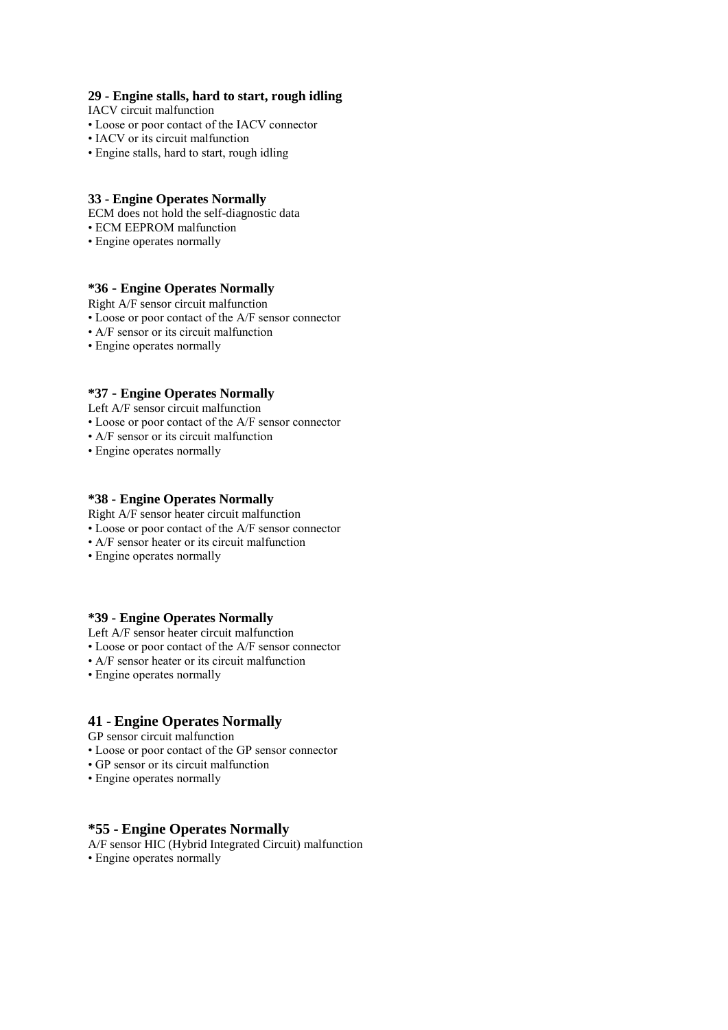### 29 - Engine stalls, hard to start, rough idling

IACV circuit malfunction

- Loose or poor contact of the IACV connector
- IACV or its circuit malfunction
- Engine stalls, hard to start, rough idling

### 33 - Engine Operates Normally

ECM does not hold the self-diagnostic data

- ECM EEPROM malfunction
- Engine operates normally

### *36 - Engine Operates Normally

Right A/F sensor circuit malfunction

- Loose or poor contact of the A/F sensor connector
- A/F sensor or its circuit malfunction
- Engine operates normally

### *37 - Engine Operates Normally

Left A/F sensor circuit malfunction

- Loose or poor contact of the A/F sensor connector
- A/F sensor or its circuit malfunction
- Engine operates normally

### *38 - Engine Operates Normally

Right A/F sensor heater circuit malfunction

- Loose or poor contact of the A/F sensor connector
- A/F sensor heater or its circuit malfunction
- Engine operates normally

### *39 - Engine Operates Normally

Left A/F sensor heater circuit malfunction

- Loose or poor contact of the A/F sensor connector
- A/F sensor heater or its circuit malfunction
- Engine operates normally

### 41 - Engine Operates Normally

GP sensor circuit malfunction

- Loose or poor contact of the GP sensor connector
- GP sensor or its circuit malfunction
- Engine operates normally

### *55 - Engine Operates Normally

A/F sensor HIC (Hybrid Integrated Circuit) malfunction

- Engine operates normally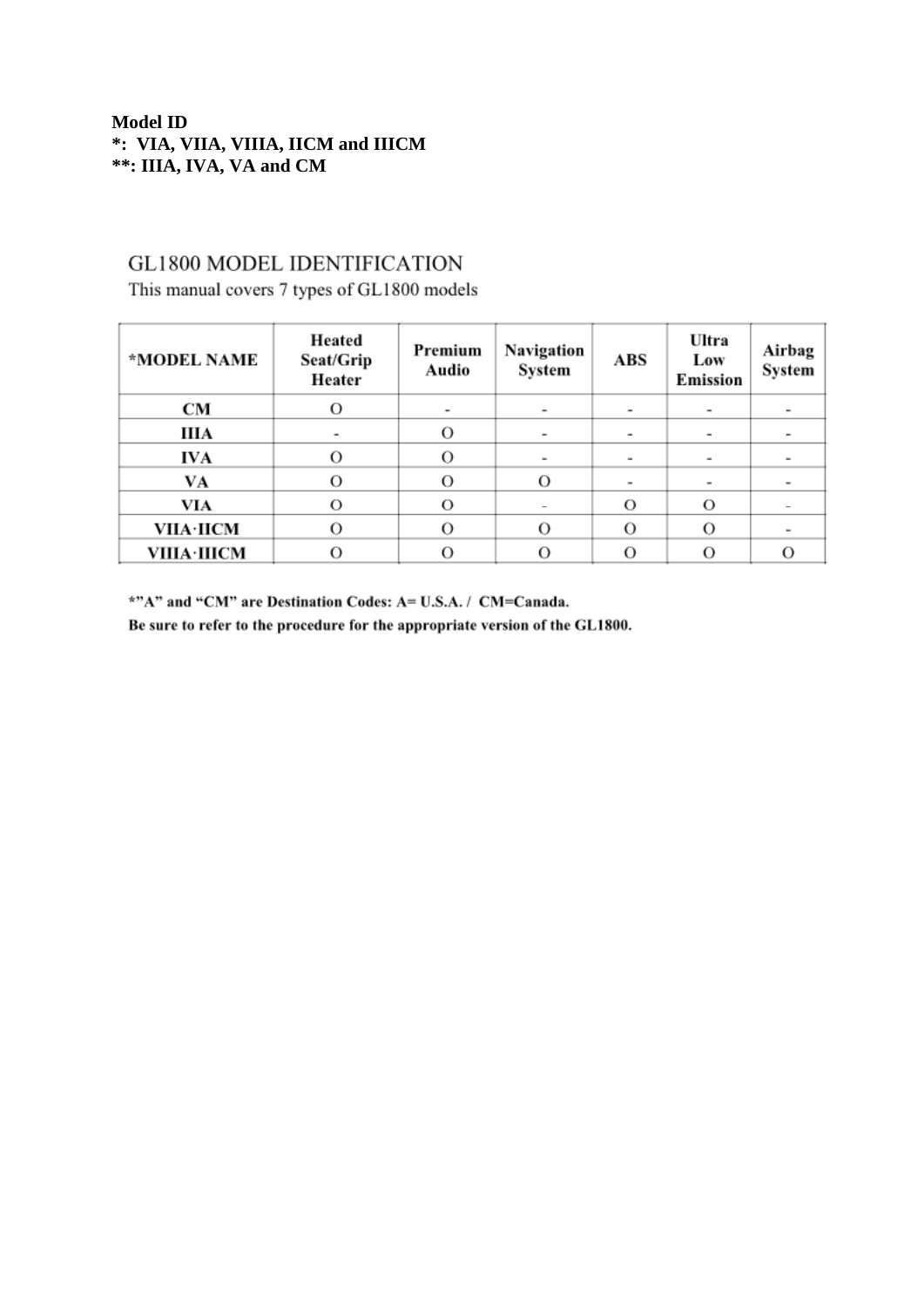**Model ID**
**\*:  VIA, VIIA, VIIIA, IICM and IIICM**
**\*\*: IIIA, IVA, VA and CM**

## GL1800 MODEL IDENTIFICATION

This manual covers 7 types of GL1800 models

| *MODEL NAME | Heated Seat/Grip Heater | Premium Audio | Navigation System | ABS | Ultra Low Emission | Airbag System |
|---|---|---|---|---|---|---|
| CM | O | - | - | - | - | - |
| IIIA | - | O | - | - | - | - |
| IVA | O | O | - | - | - | - |
| VA | O | O | O | - | - | - |
| VIA | O | O | - | O | O | - |
| VIIA·IICM | O | O | O | O | O | - |
| VIIIA·IIICM | O | O | O | O | O | O |

**\*"A" and "CM" are Destination Codes: A= U.S.A. /  CM=Canada.**

**Be sure to refer to the procedure for the appropriate version of the GL1800.**